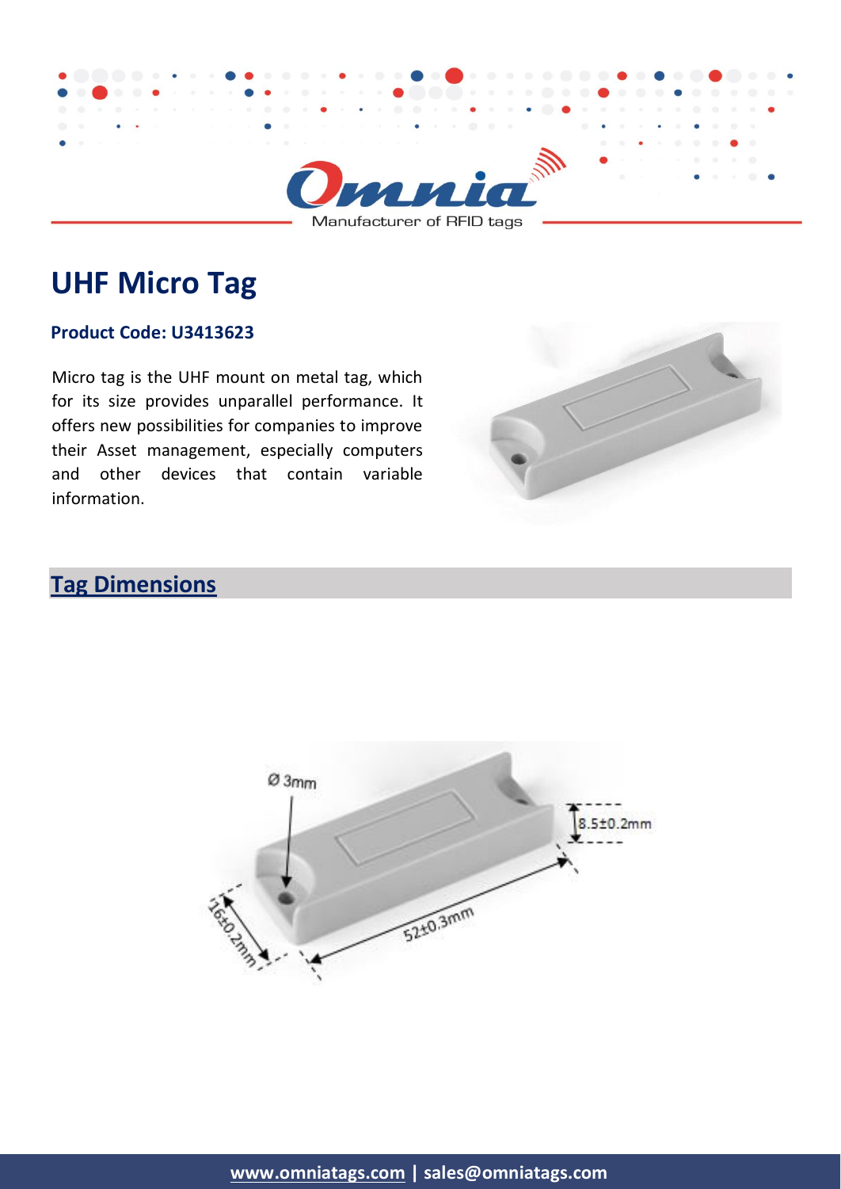Manufacturer of RFID tags

# UHF Micro Tag

**Product Code: U3413623**

Micro tag is the UHF mount on metal tag, which for its size provides unparallel performance. It offers new possibilities for companies to improve their Asset management, especially computers and other devices that contain variable information.

## Tag Dimensions

Ø 3mm

8.5±0.2mm

16±0.2mm

52±0.3mm

www.omniatags.com | sales@omniatags.com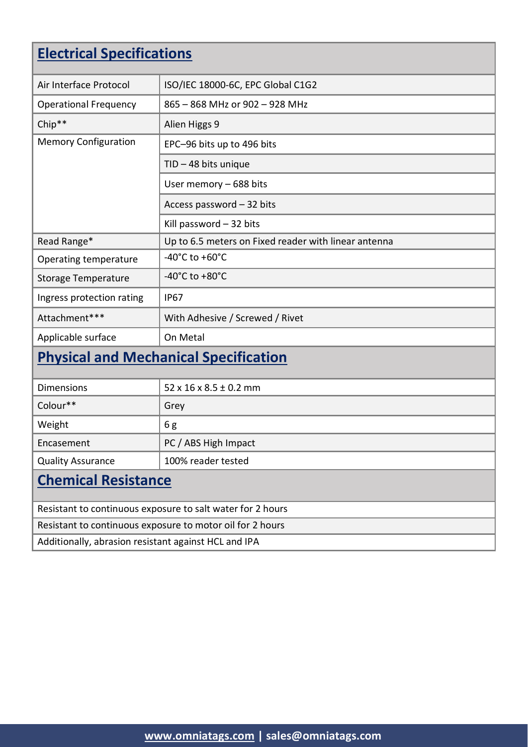## Electrical Specifications

| | |
|---|---|
| Air Interface Protocol | ISO/IEC 18000-6C, EPC Global C1G2 |
| Operational Frequency | 865 – 868 MHz or 902 – 928 MHz |
| Chip** | Alien Higgs 9 |
| Memory Configuration | EPC–96 bits up to 496 bits |
| | TID – 48 bits unique |
| | User memory – 688 bits |
| | Access password – 32 bits |
| | Kill password – 32 bits |
| Read Range* | Up to 6.5 meters on Fixed reader with linear antenna |
| Operating temperature | -40°C to +60°C |
| Storage Temperature | -40°C to +80°C |
| Ingress protection rating | IP67 |
| Attachment*** | With Adhesive / Screwed / Rivet |
| Applicable surface | On Metal |

## Physical and Mechanical Specification

| | |
|---|---|
| Dimensions | 52 x 16 x 8.5 ± 0.2 mm |
| Colour** | Grey |
| Weight | 6 g |
| Encasement | PC / ABS High Impact |
| Quality Assurance | 100% reader tested |

## Chemical Resistance

| |
|---|
| Resistant to continuous exposure to salt water for 2 hours |
| Resistant to continuous exposure to motor oil for 2 hours |
| Additionally, abrasion resistant against HCL and IPA |

www.omniatags.com | sales@omniatags.com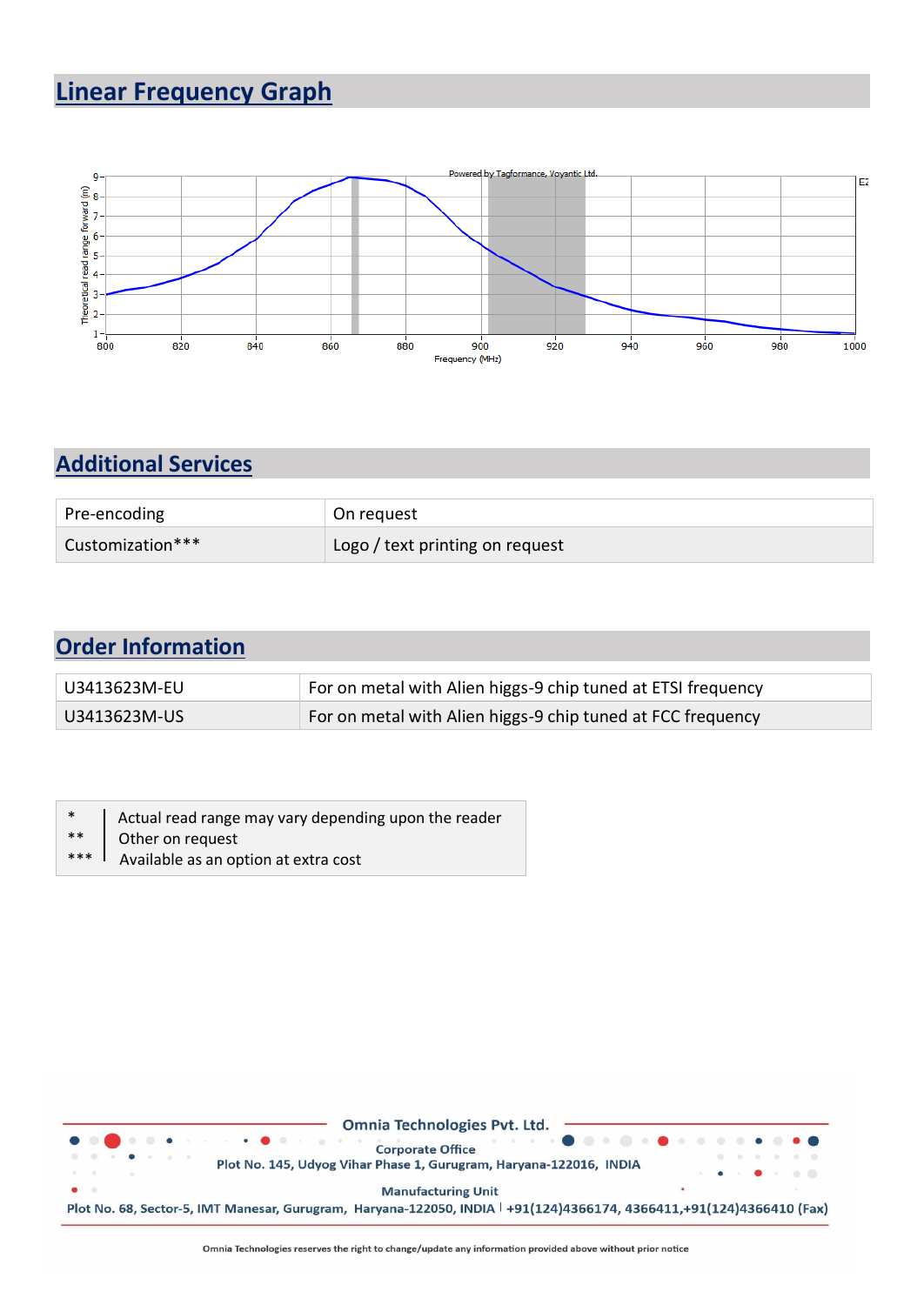## Linear Frequency Graph

Powered by Tagformance, Voyantic Ltd.

Theoretical read range forward (m)

9
8
7
6
5
4
3
2
1

800 820 840 860 880 900 920 940 960 980 1000

Frequency (MHz)

E2

## Additional Services

| | |
|---|---|
| Pre-encoding | On request |
| Customization*** | Logo / text printing on request |

## Order Information

| | |
|---|---|
| U3413623M-EU | For on metal with Alien higgs-9 chip tuned at ETSI frequency |
| U3413623M-US | For on metal with Alien higgs-9 chip tuned at FCC frequency |

| | |
|---|---|
| * | Actual read range may vary depending upon the reader |
| ** | Other on request |
| *** | Available as an option at extra cost |

**Omnia Technologies Pvt. Ltd.**

Corporate Office
Plot No. 145, Udyog Vihar Phase 1, Gurugram, Haryana-122016, INDIA

Manufacturing Unit
Plot No. 68, Sector-5, IMT Manesar, Gurugram, Haryana-122050, INDIA | +91(124)4366174, 4366411,+91(124)4366410 (Fax)

Omnia Technologies reserves the right to change/update any information provided above without prior notice